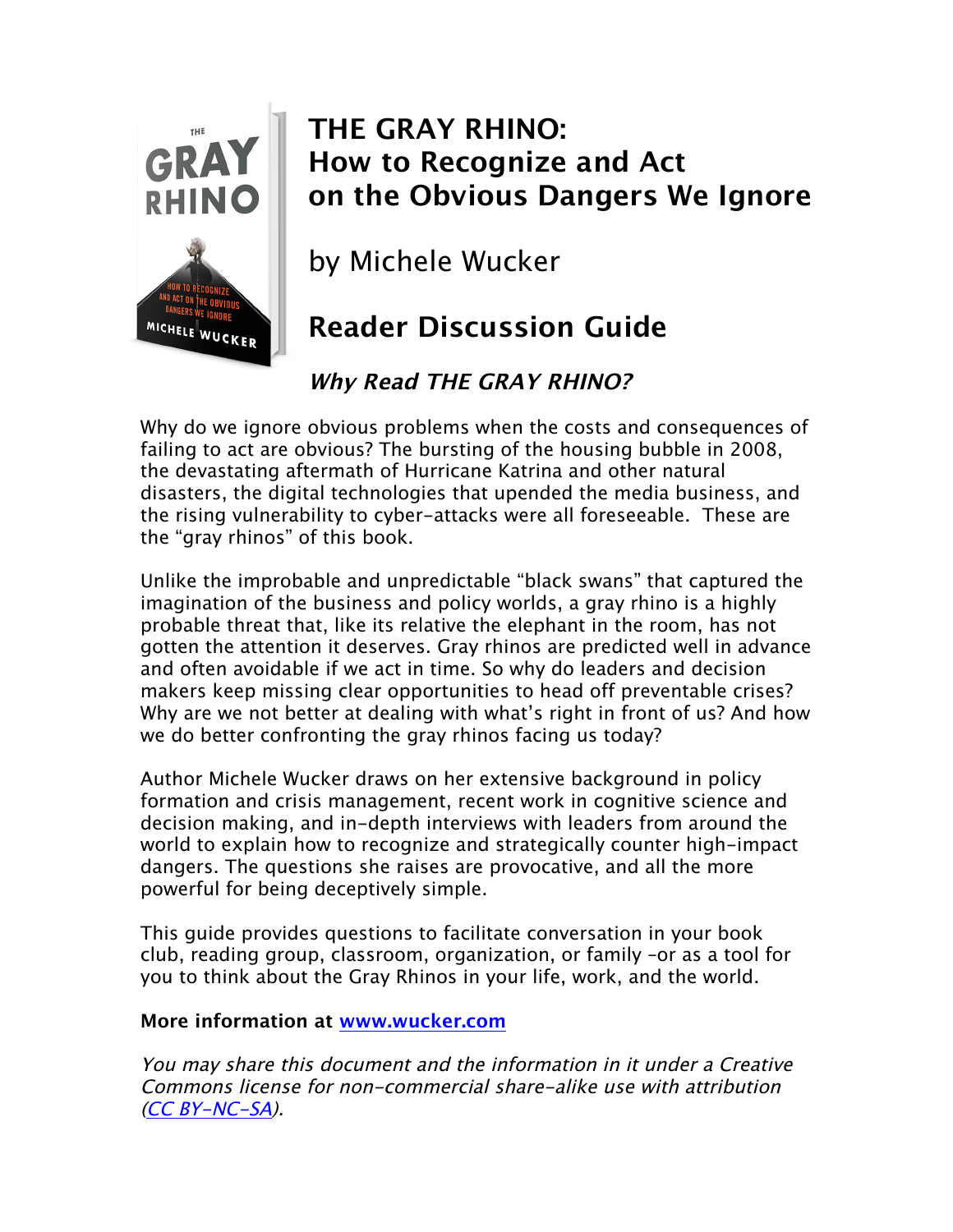# THE GRAY RHINO: How to Recognize and Act on the Obvious Dangers We Ignore

by Michele Wucker

## Reader Discussion Guide

### *Why Read THE GRAY RHINO?*

Why do we ignore obvious problems when the costs and consequences of failing to act are obvious? The bursting of the housing bubble in 2008, the devastating aftermath of Hurricane Katrina and other natural disasters, the digital technologies that upended the media business, and the rising vulnerability to cyber-attacks were all foreseeable. These are the "gray rhinos" of this book.

Unlike the improbable and unpredictable "black swans" that captured the imagination of the business and policy worlds, a gray rhino is a highly probable threat that, like its relative the elephant in the room, has not gotten the attention it deserves. Gray rhinos are predicted well in advance and often avoidable if we act in time. So why do leaders and decision makers keep missing clear opportunities to head off preventable crises? Why are we not better at dealing with what's right in front of us? And how we do better confronting the gray rhinos facing us today?

Author Michele Wucker draws on her extensive background in policy formation and crisis management, recent work in cognitive science and decision making, and in-depth interviews with leaders from around the world to explain how to recognize and strategically counter high-impact dangers. The questions she raises are provocative, and all the more powerful for being deceptively simple.

This guide provides questions to facilitate conversation in your book club, reading group, classroom, organization, or family –or as a tool for you to think about the Gray Rhinos in your life, work, and the world.

**More information at [www.wucker.com](http://www.wucker.com)**

*You may share this document and the information in it under a Creative Commons license for non-commercial share-alike use with attribution ([CC BY-NC-SA](https://creativecommons.org/licenses/by-nc-sa/4.0/)).*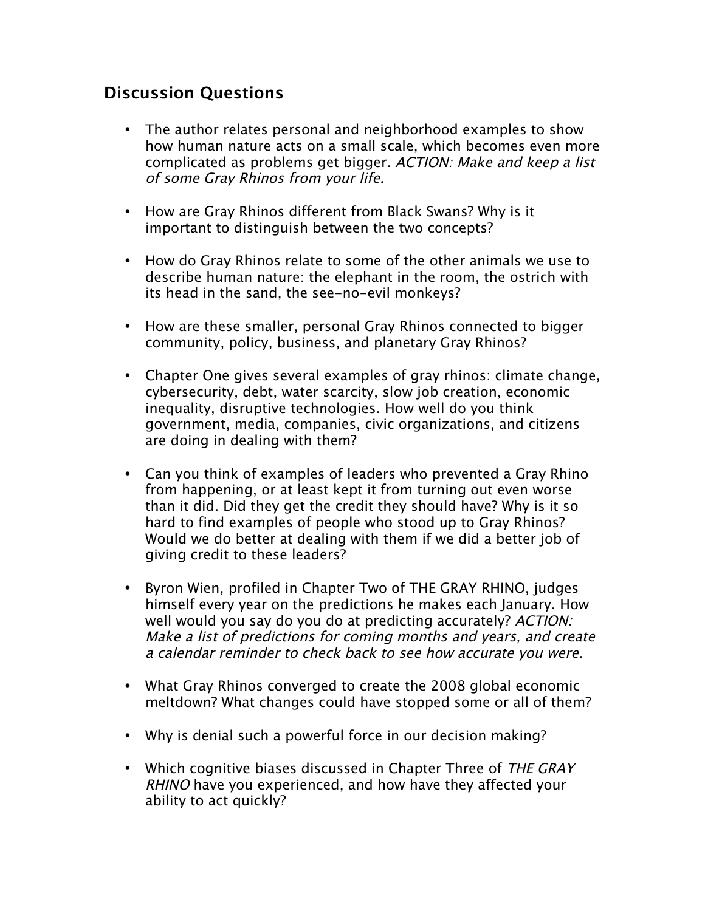## Discussion Questions

- The author relates personal and neighborhood examples to show how human nature acts on a small scale, which becomes even more complicated as problems get bigger. *ACTION: Make and keep a list of some Gray Rhinos from your life.*

- How are Gray Rhinos different from Black Swans? Why is it important to distinguish between the two concepts?

- How do Gray Rhinos relate to some of the other animals we use to describe human nature: the elephant in the room, the ostrich with its head in the sand, the see-no-evil monkeys?

- How are these smaller, personal Gray Rhinos connected to bigger community, policy, business, and planetary Gray Rhinos?

- Chapter One gives several examples of gray rhinos: climate change, cybersecurity, debt, water scarcity, slow job creation, economic inequality, disruptive technologies. How well do you think government, media, companies, civic organizations, and citizens are doing in dealing with them?

- Can you think of examples of leaders who prevented a Gray Rhino from happening, or at least kept it from turning out even worse than it did. Did they get the credit they should have? Why is it so hard to find examples of people who stood up to Gray Rhinos? Would we do better at dealing with them if we did a better job of giving credit to these leaders?

- Byron Wien, profiled in Chapter Two of THE GRAY RHINO, judges himself every year on the predictions he makes each January. How well would you say do you do at predicting accurately? *ACTION: Make a list of predictions for coming months and years, and create a calendar reminder to check back to see how accurate you were.*

- What Gray Rhinos converged to create the 2008 global economic meltdown? What changes could have stopped some or all of them?

- Why is denial such a powerful force in our decision making?

- Which cognitive biases discussed in Chapter Three of *THE GRAY RHINO* have you experienced, and how have they affected your ability to act quickly?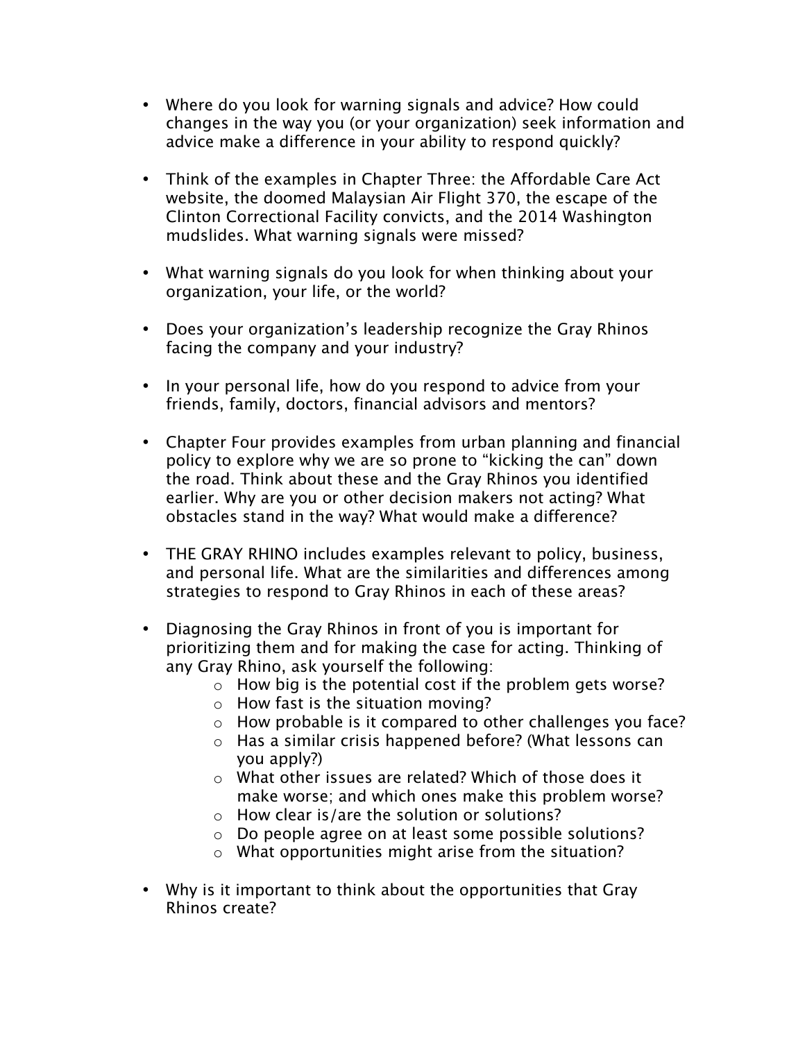- Where do you look for warning signals and advice? How could changes in the way you (or your organization) seek information and advice make a difference in your ability to respond quickly?

- Think of the examples in Chapter Three: the Affordable Care Act website, the doomed Malaysian Air Flight 370, the escape of the Clinton Correctional Facility convicts, and the 2014 Washington mudslides. What warning signals were missed?

- What warning signals do you look for when thinking about your organization, your life, or the world?

- Does your organization's leadership recognize the Gray Rhinos facing the company and your industry?

- In your personal life, how do you respond to advice from your friends, family, doctors, financial advisors and mentors?

- Chapter Four provides examples from urban planning and financial policy to explore why we are so prone to "kicking the can" down the road. Think about these and the Gray Rhinos you identified earlier. Why are you or other decision makers not acting? What obstacles stand in the way? What would make a difference?

- THE GRAY RHINO includes examples relevant to policy, business, and personal life. What are the similarities and differences among strategies to respond to Gray Rhinos in each of these areas?

- Diagnosing the Gray Rhinos in front of you is important for prioritizing them and for making the case for acting. Thinking of any Gray Rhino, ask yourself the following:
  - How big is the potential cost if the problem gets worse?
  - How fast is the situation moving?
  - How probable is it compared to other challenges you face?
  - Has a similar crisis happened before? (What lessons can you apply?)
  - What other issues are related? Which of those does it make worse; and which ones make this problem worse?
  - How clear is/are the solution or solutions?
  - Do people agree on at least some possible solutions?
  - What opportunities might arise from the situation?

- Why is it important to think about the opportunities that Gray Rhinos create?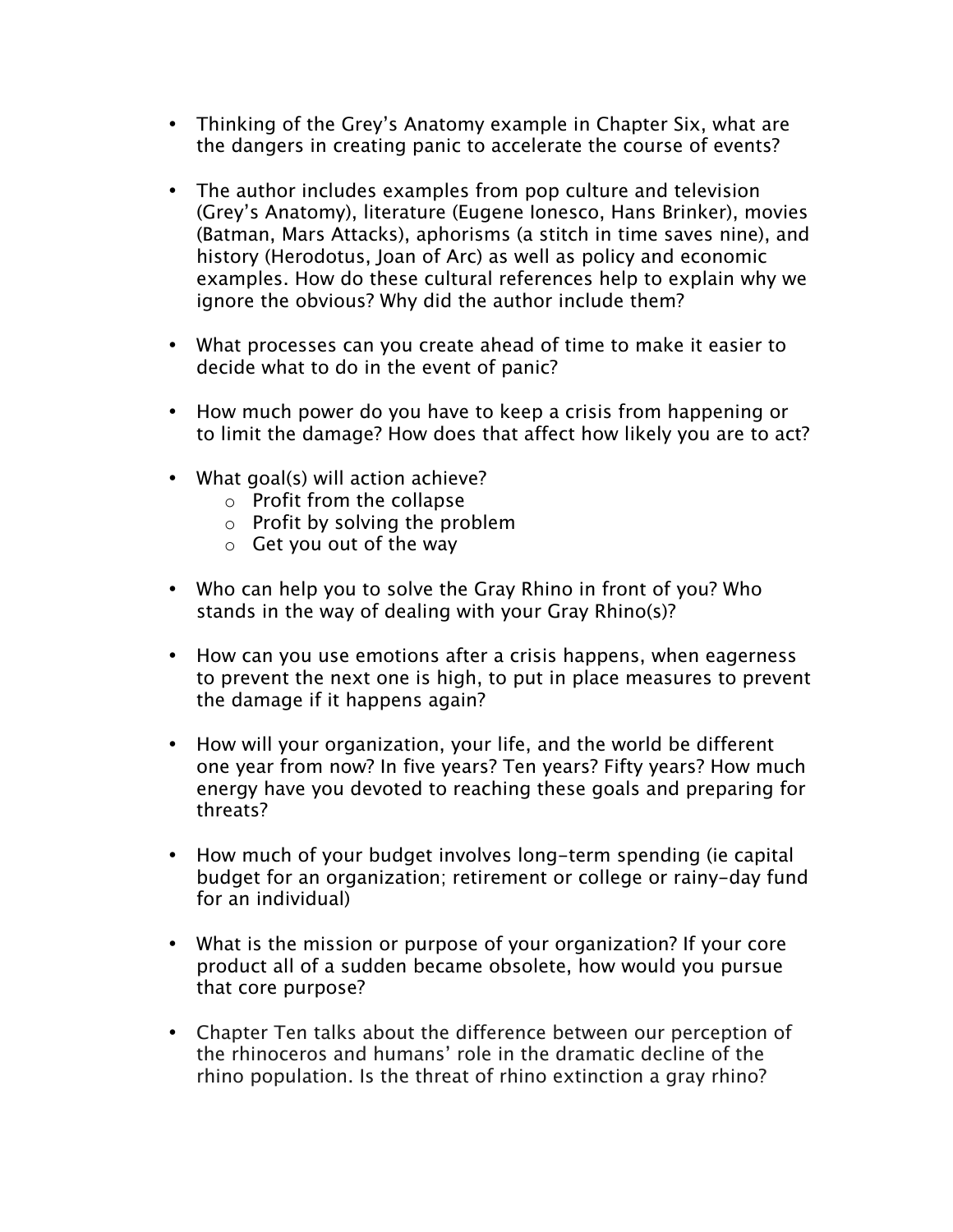- Thinking of the Grey's Anatomy example in Chapter Six, what are the dangers in creating panic to accelerate the course of events?

- The author includes examples from pop culture and television (Grey's Anatomy), literature (Eugene Ionesco, Hans Brinker), movies (Batman, Mars Attacks), aphorisms (a stitch in time saves nine), and history (Herodotus, Joan of Arc) as well as policy and economic examples. How do these cultural references help to explain why we ignore the obvious? Why did the author include them?

- What processes can you create ahead of time to make it easier to decide what to do in the event of panic?

- How much power do you have to keep a crisis from happening or to limit the damage? How does that affect how likely you are to act?

- What goal(s) will action achieve?
  - Profit from the collapse
  - Profit by solving the problem
  - Get you out of the way

- Who can help you to solve the Gray Rhino in front of you? Who stands in the way of dealing with your Gray Rhino(s)?

- How can you use emotions after a crisis happens, when eagerness to prevent the next one is high, to put in place measures to prevent the damage if it happens again?

- How will your organization, your life, and the world be different one year from now? In five years? Ten years? Fifty years? How much energy have you devoted to reaching these goals and preparing for threats?

- How much of your budget involves long-term spending (ie capital budget for an organization; retirement or college or rainy-day fund for an individual)

- What is the mission or purpose of your organization? If your core product all of a sudden became obsolete, how would you pursue that core purpose?

- Chapter Ten talks about the difference between our perception of the rhinoceros and humans' role in the dramatic decline of the rhino population. Is the threat of rhino extinction a gray rhino?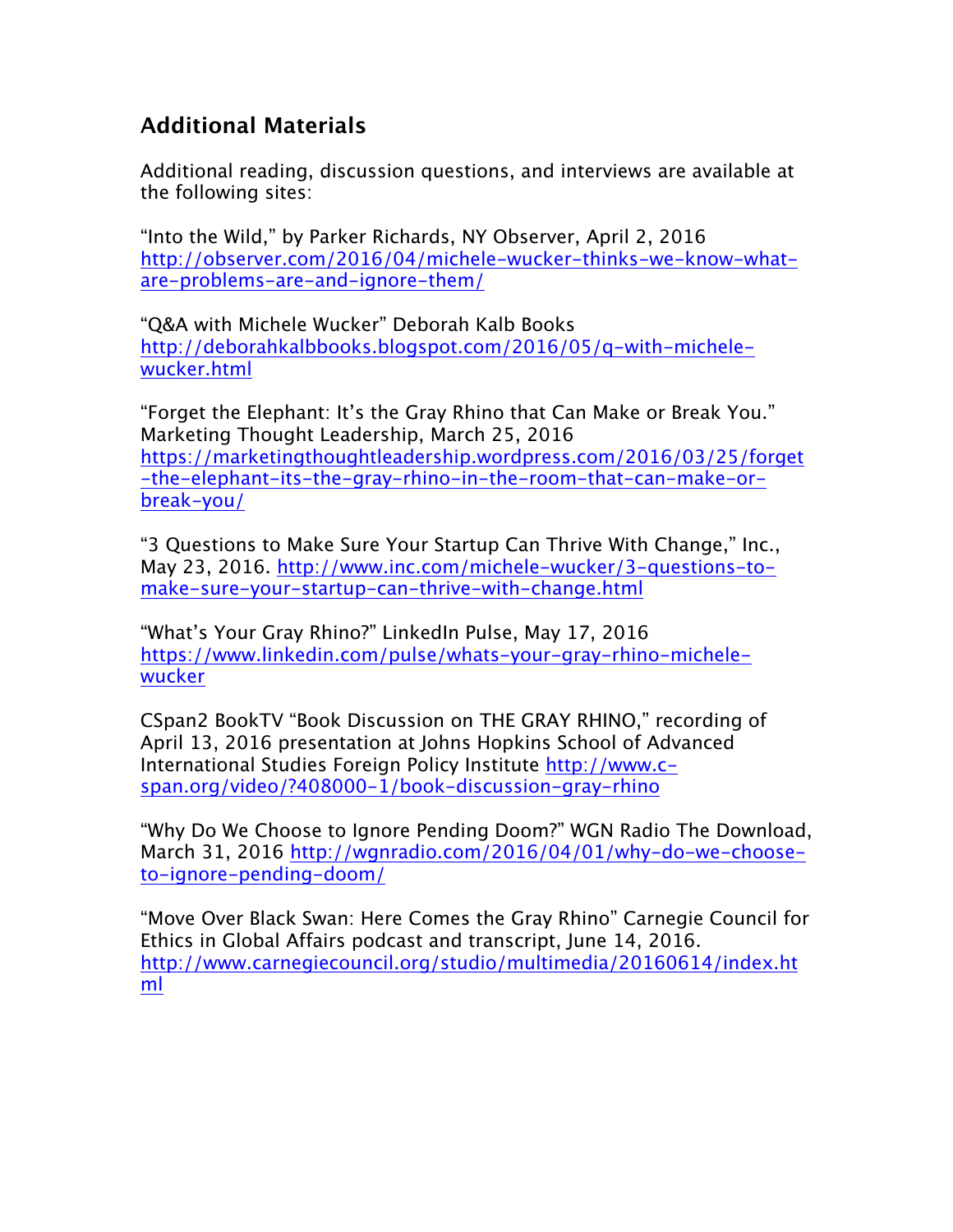## Additional Materials

Additional reading, discussion questions, and interviews are available at the following sites:

"Into the Wild," by Parker Richards, NY Observer, April 2, 2016
http://observer.com/2016/04/michele-wucker-thinks-we-know-what-are-problems-are-and-ignore-them/

"Q&A with Michele Wucker" Deborah Kalb Books
http://deborahkalbbooks.blogspot.com/2016/05/q-with-michele-wucker.html

"Forget the Elephant: It's the Gray Rhino that Can Make or Break You." Marketing Thought Leadership, March 25, 2016
https://marketingthoughtleadership.wordpress.com/2016/03/25/forget-the-elephant-its-the-gray-rhino-in-the-room-that-can-make-or-break-you/

"3 Questions to Make Sure Your Startup Can Thrive With Change," Inc., May 23, 2016. http://www.inc.com/michele-wucker/3-questions-to-make-sure-your-startup-can-thrive-with-change.html

"What's Your Gray Rhino?" LinkedIn Pulse, May 17, 2016
https://www.linkedin.com/pulse/whats-your-gray-rhino-michele-wucker

CSpan2 BookTV "Book Discussion on THE GRAY RHINO," recording of April 13, 2016 presentation at Johns Hopkins School of Advanced International Studies Foreign Policy Institute http://www.c-span.org/video/?408000-1/book-discussion-gray-rhino

"Why Do We Choose to Ignore Pending Doom?" WGN Radio The Download, March 31, 2016 http://wgnradio.com/2016/04/01/why-do-we-choose-to-ignore-pending-doom/

"Move Over Black Swan: Here Comes the Gray Rhino" Carnegie Council for Ethics in Global Affairs podcast and transcript, June 14, 2016.
http://www.carnegiecouncil.org/studio/multimedia/20160614/index.html